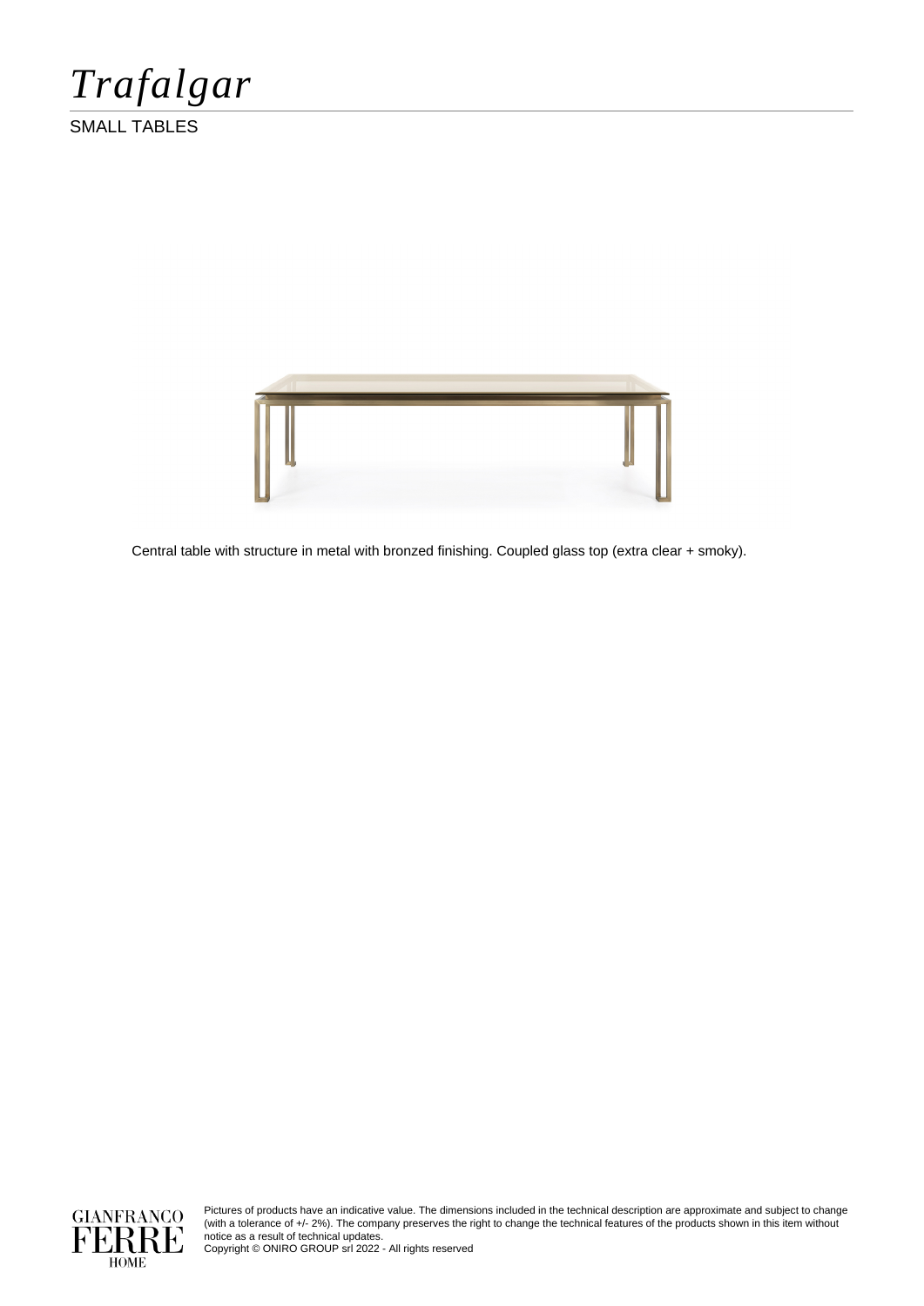# *Trafalgar*

SMALL TABLES

Central table with structure in metal with bronzed finishing. Coupled glass top (extra clear + smoky).

Pictures of products have an indicative value. The dimensions included in the technical description are approximate and subject to change (with a tolerance of +/- 2%). The company preserves the right to change the technical features of the products shown in this item without notice as a result of technical updates.
Copyright © ONIRO GROUP srl 2022 - All rights reserved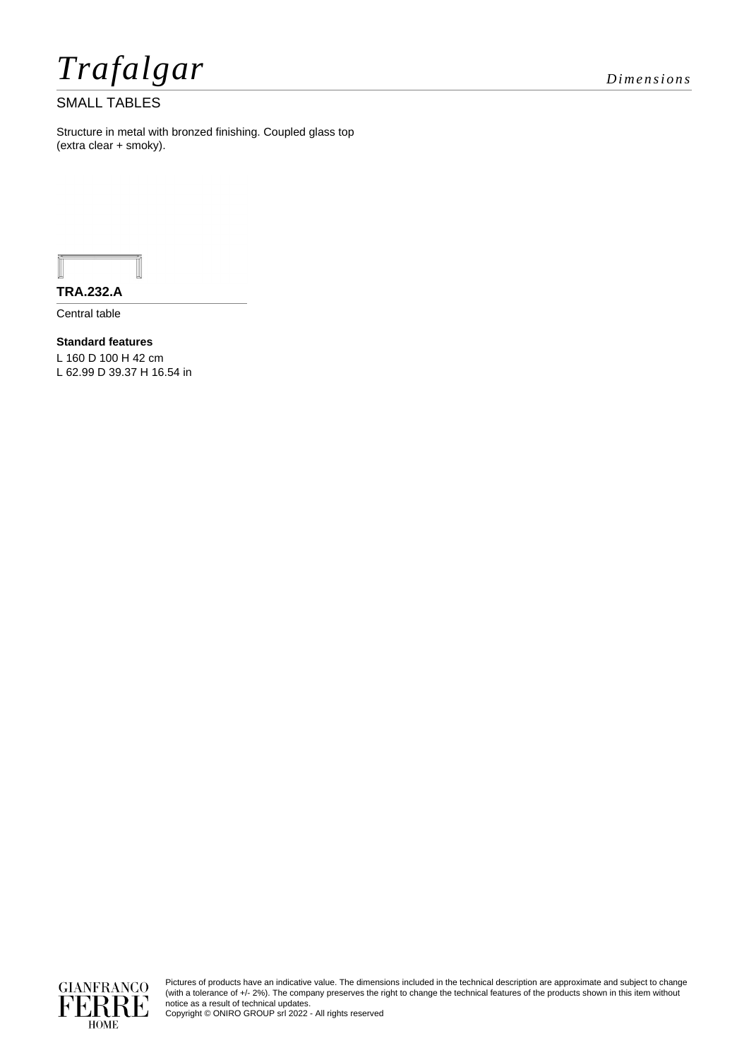# *Trafalgar*

*Dimensions*

SMALL TABLES

Structure in metal with bronzed finishing. Coupled glass top (extra clear + smoky).

**TRA.232.A**

Central table

**Standard features**

L 160 D 100 H 42 cm
L 62.99 D 39.37 H 16.54 in

Pictures of products have an indicative value. The dimensions included in the technical description are approximate and subject to change (with a tolerance of +/- 2%). The company preserves the right to change the technical features of the products shown in this item without notice as a result of technical updates.
Copyright © ONIRO GROUP srl 2022 - All rights reserved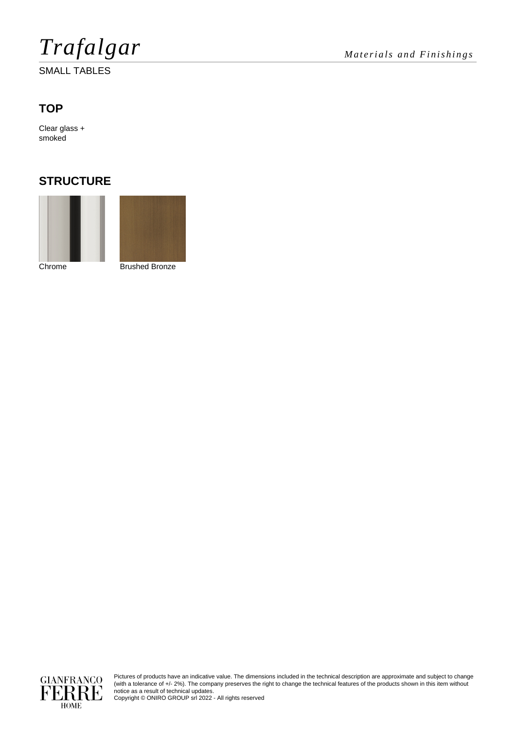# *Trafalgar*

*Materials and Finishings*

SMALL TABLES

## TOP

Clear glass +
smoked

## STRUCTURE

Chrome

Brushed Bronze

Pictures of products have an indicative value. The dimensions included in the technical description are approximate and subject to change (with a tolerance of +/- 2%). The company preserves the right to change the technical features of the products shown in this item without notice as a result of technical updates.
Copyright © ONIRO GROUP srl 2022 - All rights reserved